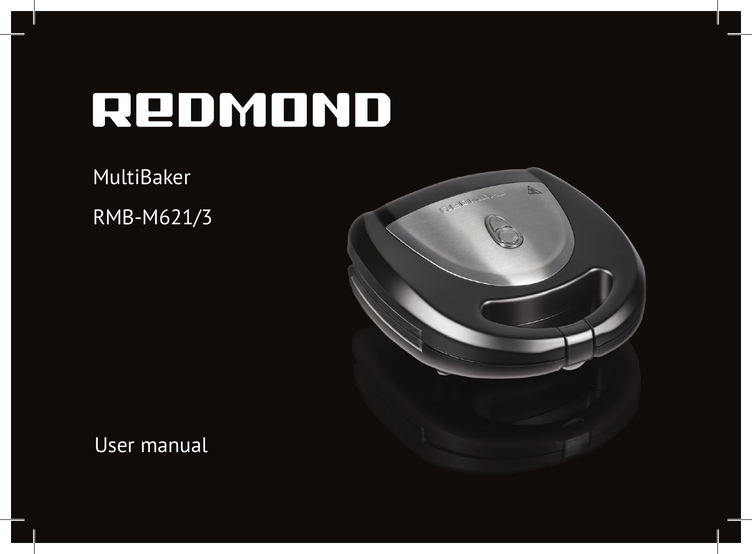# REDMOND

MultiBaker

RMB-M621/3

User manual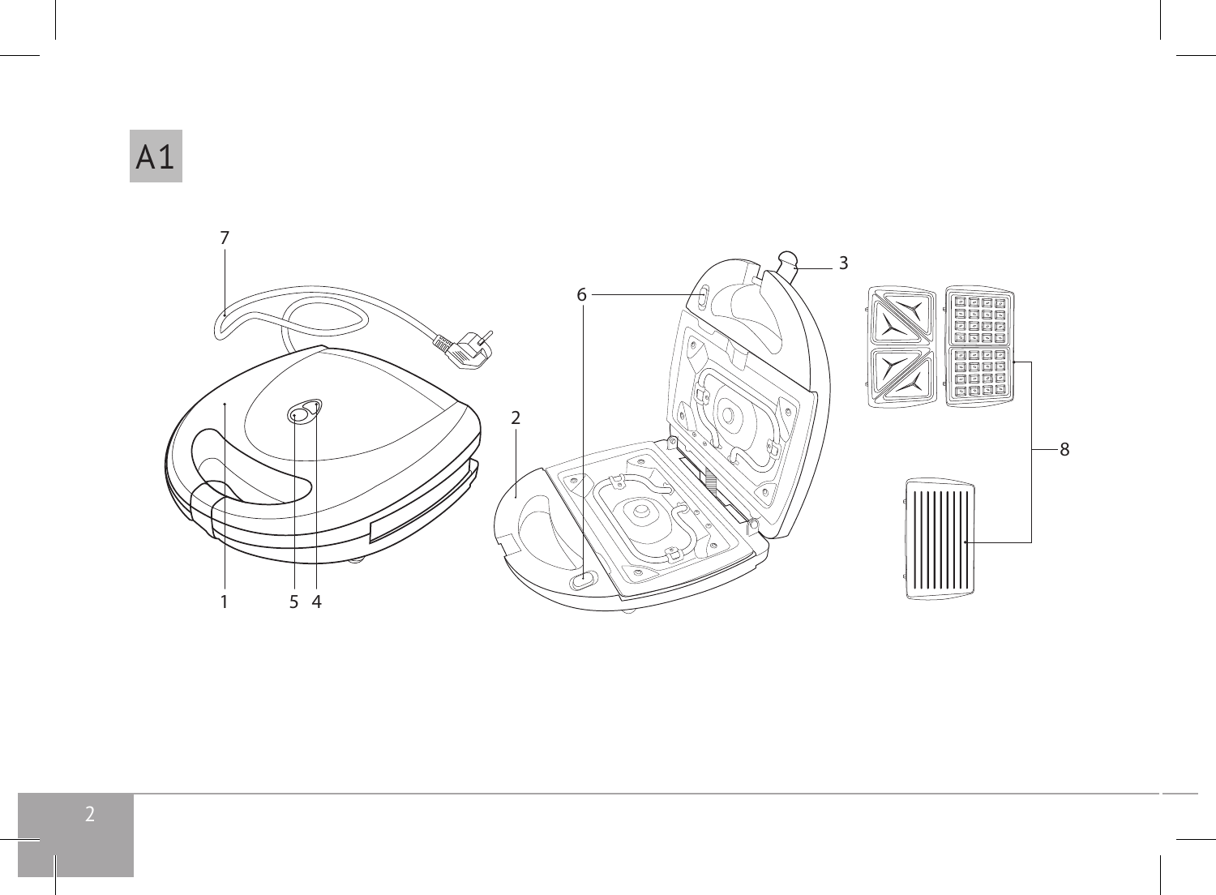# A1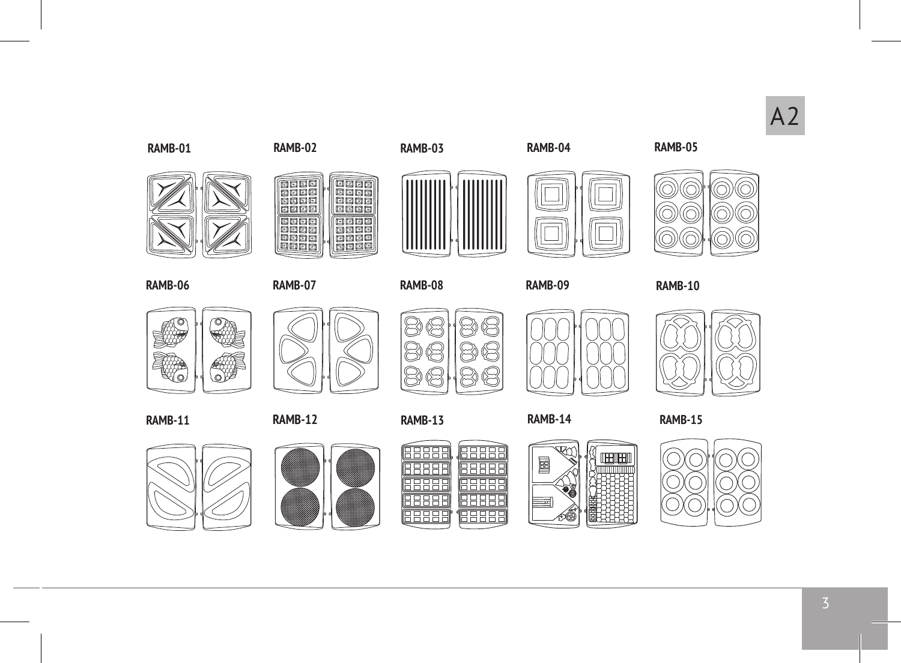A2

RAMB-01 RAMB-02 RAMB-03 RAMB-04 RAMB-05

RAMB-06 RAMB-07 RAMB-08 RAMB-09 RAMB-10

RAMB-11 RAMB-12 RAMB-13 RAMB-14 RAMB-15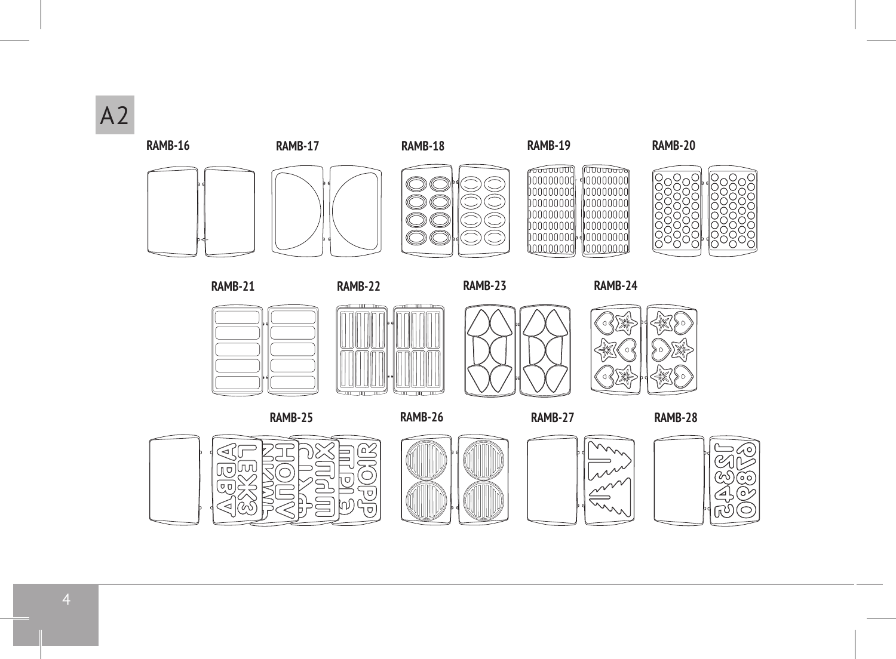A2

RAMB-16 RAMB-17 RAMB-18 RAMB-19 RAMB-20

RAMB-21 RAMB-22 RAMB-23 RAMB-24

RAMB-25 RAMB-26 RAMB-27 RAMB-28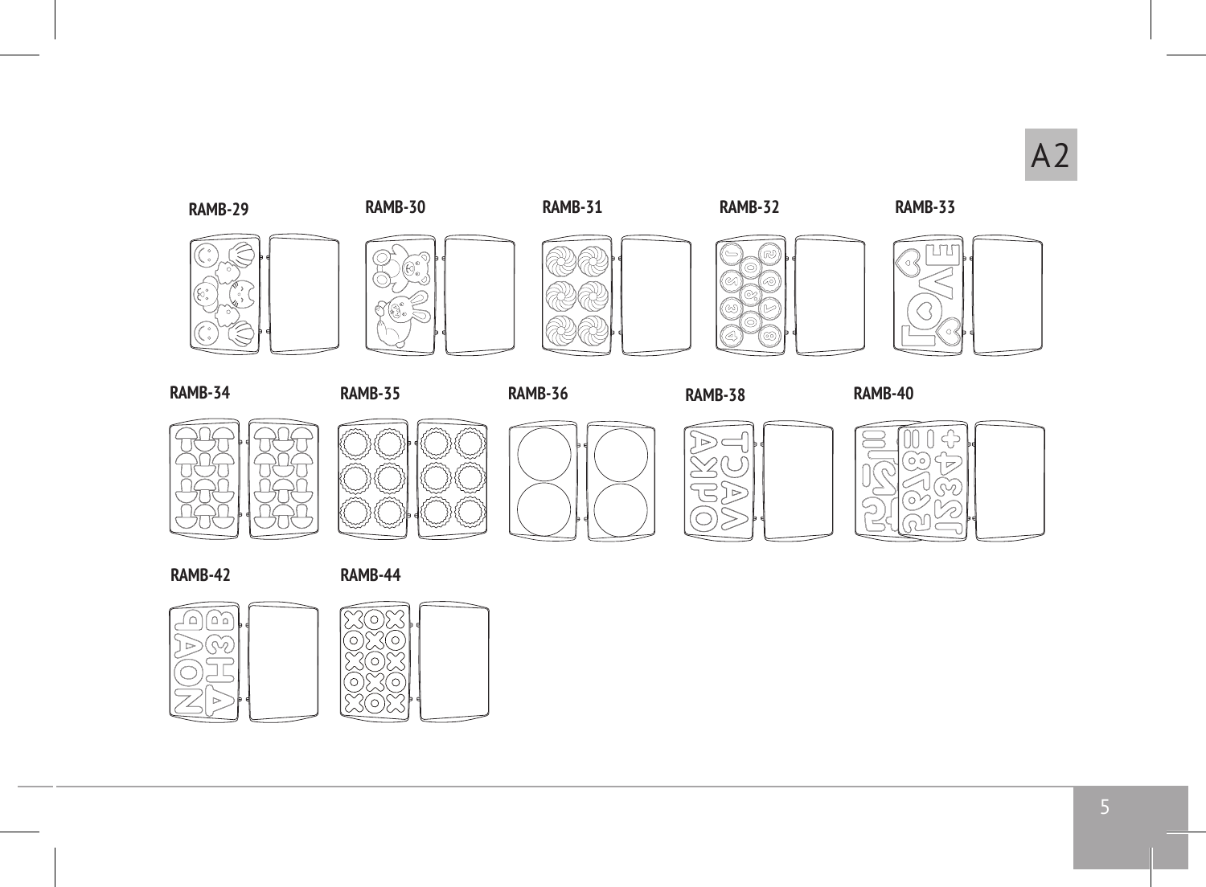A2

RAMB-29

RAMB-30

RAMB-31

RAMB-32

RAMB-33

RAMB-34

RAMB-35

RAMB-36

RAMB-38

RAMB-40

RAMB-42

RAMB-44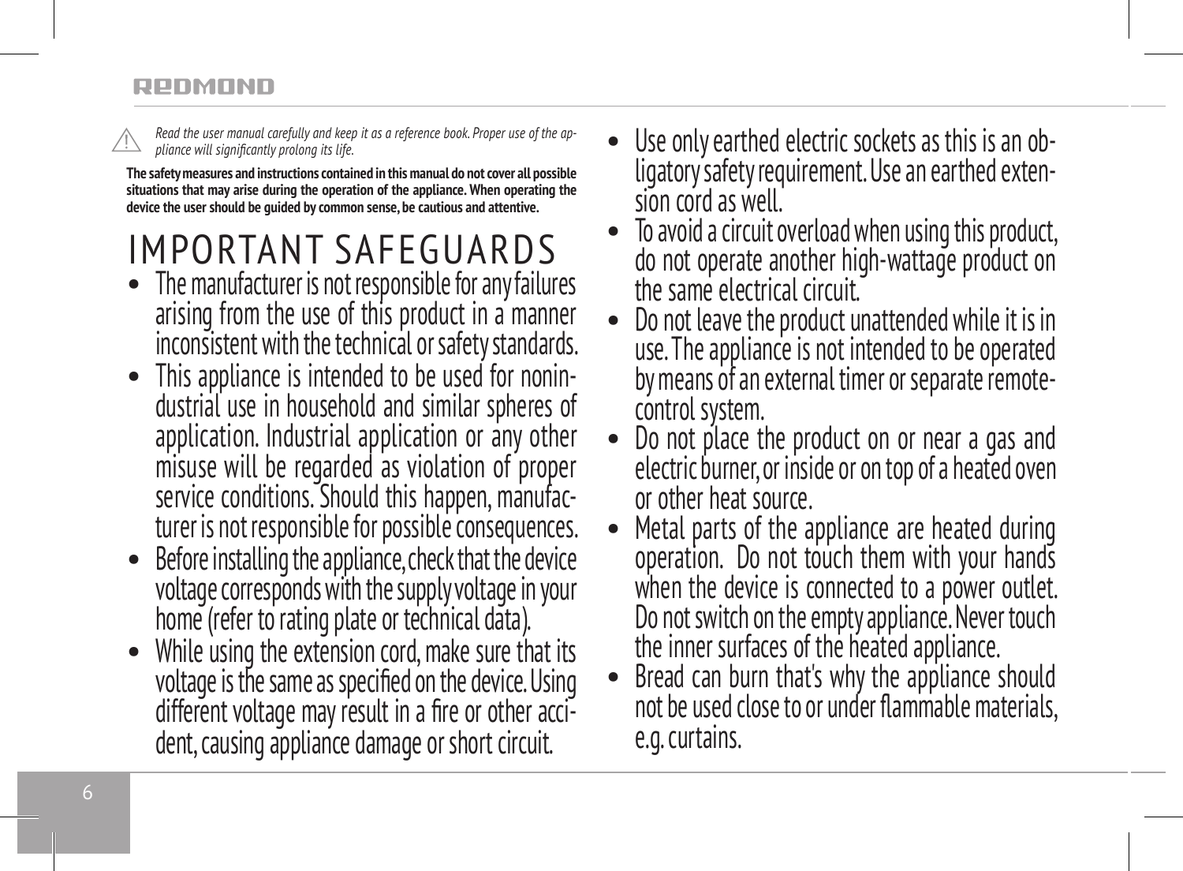⚠ *Read the user manual carefully and keep it as a reference book. Proper use of the appliance will significantly prolong its life.*

**The safety measures and instructions contained in this manual do not cover all possible situations that may arise during the operation of the appliance. When operating the device the user should be guided by common sense, be cautious and attentive.**

# IMPORTANT SAFEGUARDS

- The manufacturer is not responsible for any failures arising from the use of this product in a manner inconsistent with the technical or safety standards.
- This appliance is intended to be used for nonindustrial use in household and similar spheres of application. Industrial application or any other misuse will be regarded as violation of proper service conditions. Should this happen, manufacturer is not responsible for possible consequences.
- Before installing the appliance, check that the device voltage corresponds with the supply voltage in your home (refer to rating plate or technical data).
- While using the extension cord, make sure that its voltage is the same as specified on the device. Using different voltage may result in a fire or other accident, causing appliance damage or short circuit.
- Use only earthed electric sockets as this is an obligatory safety requirement. Use an earthed extension cord as well.
- To avoid a circuit overload when using this product, do not operate another high-wattage product on the same electrical circuit.
- Do not leave the product unattended while it is in use. The appliance is not intended to be operated by means of an external timer or separate remote-control system.
- Do not place the product on or near a gas and electric burner, or inside or on top of a heated oven or other heat source.
- Metal parts of the appliance are heated during operation. Do not touch them with your hands when the device is connected to a power outlet. Do not switch on the empty appliance. Never touch the inner surfaces of the heated appliance.
- Bread can burn that's why the appliance should not be used close to or under flammable materials, e.g. curtains.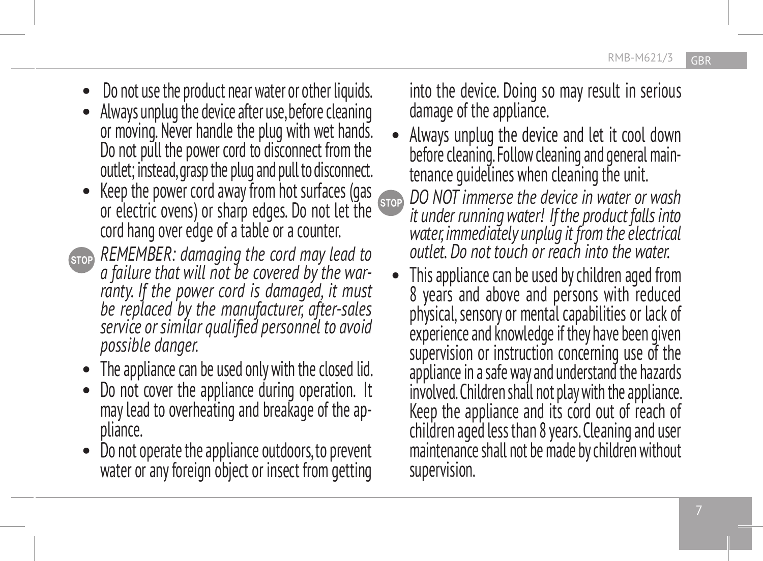- Do not use the product near water or other liquids.
- Always unplug the device after use, before cleaning or moving. Never handle the plug with wet hands. Do not pull the power cord to disconnect from the outlet; instead, grasp the plug and pull to disconnect.
- Keep the power cord away from hot surfaces (gas or electric ovens) or sharp edges. Do not let the cord hang over edge of a table or a counter.

STOP *REMEMBER: damaging the cord may lead to a failure that will not be covered by the warranty. If the power cord is damaged, it must be replaced by the manufacturer, after-sales service or similar qualified personnel to avoid possible danger.*

- The appliance can be used only with the closed lid.
- Do not cover the appliance during operation. It may lead to overheating and breakage of the appliance.
- Do not operate the appliance outdoors, to prevent water or any foreign object or insect from getting into the device. Doing so may result in serious damage of the appliance.
- Always unplug the device and let it cool down before cleaning. Follow cleaning and general maintenance guidelines when cleaning the unit.

STOP *DO NOT immerse the device in water or wash it under running water! If the product falls into water, immediately unplug it from the electrical outlet. Do not touch or reach into the water.*

- This appliance can be used by children aged from 8 years and above and persons with reduced physical, sensory or mental capabilities or lack of experience and knowledge if they have been given supervision or instruction concerning use of the appliance in a safe way and understand the hazards involved. Children shall not play with the appliance. Keep the appliance and its cord out of reach of children aged less than 8 years. Cleaning and user maintenance shall not be made by children without supervision.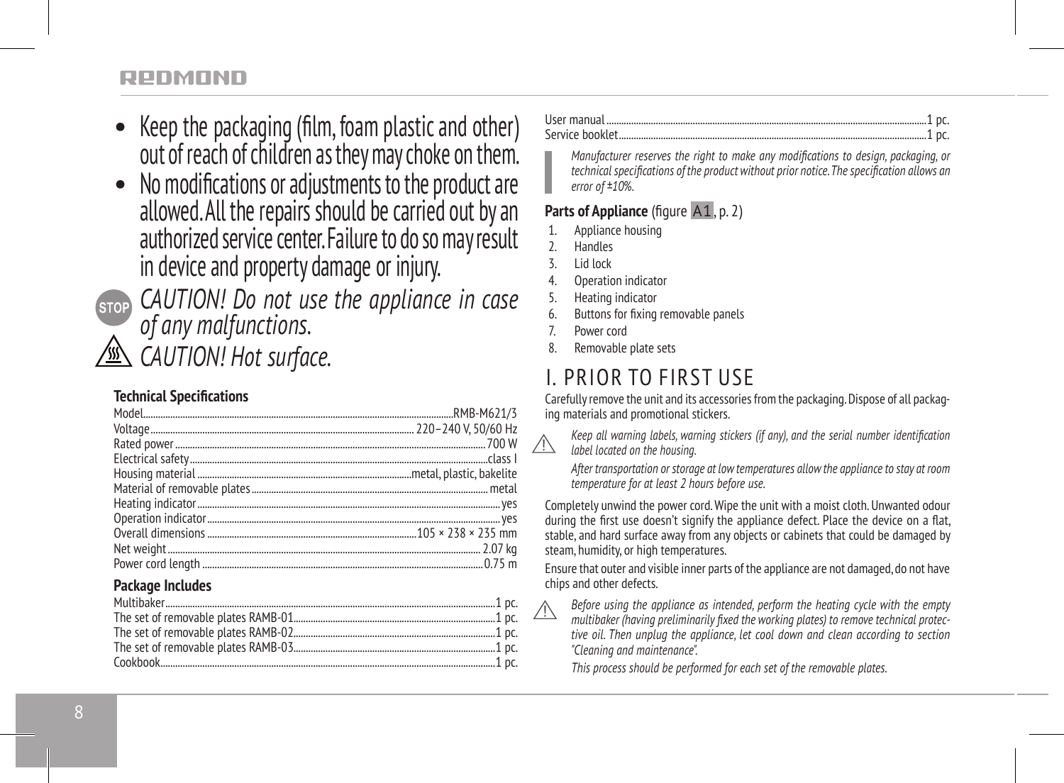- Keep the packaging (film, foam plastic and other) out of reach of children as they may choke on them.
- No modifications or adjustments to the product are allowed. All the repairs should be carried out by an authorized service center. Failure to do so may result in device and property damage or injury.

*CAUTION! Do not use the appliance in case of any malfunctions.*

*CAUTION! Hot surface.*

**Technical Specifications**

| | |
|---|---|
| Model | RMB-M621/3 |
| Voltage | 220–240 V, 50/60 Hz |
| Rated power | 700 W |
| Electrical safety | class I |
| Housing material | metal, plastic, bakelite |
| Material of removable plates | metal |
| Heating indicator | yes |
| Operation indicator | yes |
| Overall dimensions | 105 × 238 × 235 mm |
| Net weight | 2.07 kg |
| Power cord length | 0.75 m |

**Package Includes**

| | |
|---|---|
| Multibaker | 1 pc. |
| The set of removable plates RAMB-01 | 1 pc. |
| The set of removable plates RAMB-02 | 1 pc. |
| The set of removable plates RAMB-03 | 1 pc. |
| Cookbook | 1 pc. |
| User manual | 1 pc. |
| Service booklet | 1 pc. |

*Manufacturer reserves the right to make any modifications to design, packaging, or technical specifications of the product without prior notice. The specification allows an error of ±10%.*

**Parts of Appliance** (figure A1, p. 2)

1. Appliance housing
2. Handles
3. Lid lock
4. Operation indicator
5. Heating indicator
6. Buttons for fixing removable panels
7. Power cord
8. Removable plate sets

# I. PRIOR TO FIRST USE

Carefully remove the unit and its accessories from the packaging. Dispose of all packaging materials and promotional stickers.

*Keep all warning labels, warning stickers (if any), and the serial number identification label located on the housing.*

*After transportation or storage at low temperatures allow the appliance to stay at room temperature for at least 2 hours before use.*

Completely unwind the power cord. Wipe the unit with a moist cloth. Unwanted odour during the first use doesn't signify the appliance defect. Place the device on a flat, stable, and hard surface away from any objects or cabinets that could be damaged by steam, humidity, or high temperatures.

Ensure that outer and visible inner parts of the appliance are not damaged, do not have chips and other defects.

*Before using the appliance as intended, perform the heating cycle with the empty multibaker (having preliminarily fixed the working plates) to remove technical protective oil. Then unplug the appliance, let cool down and clean according to section "Cleaning and maintenance".*

*This process should be performed for each set of the removable plates.*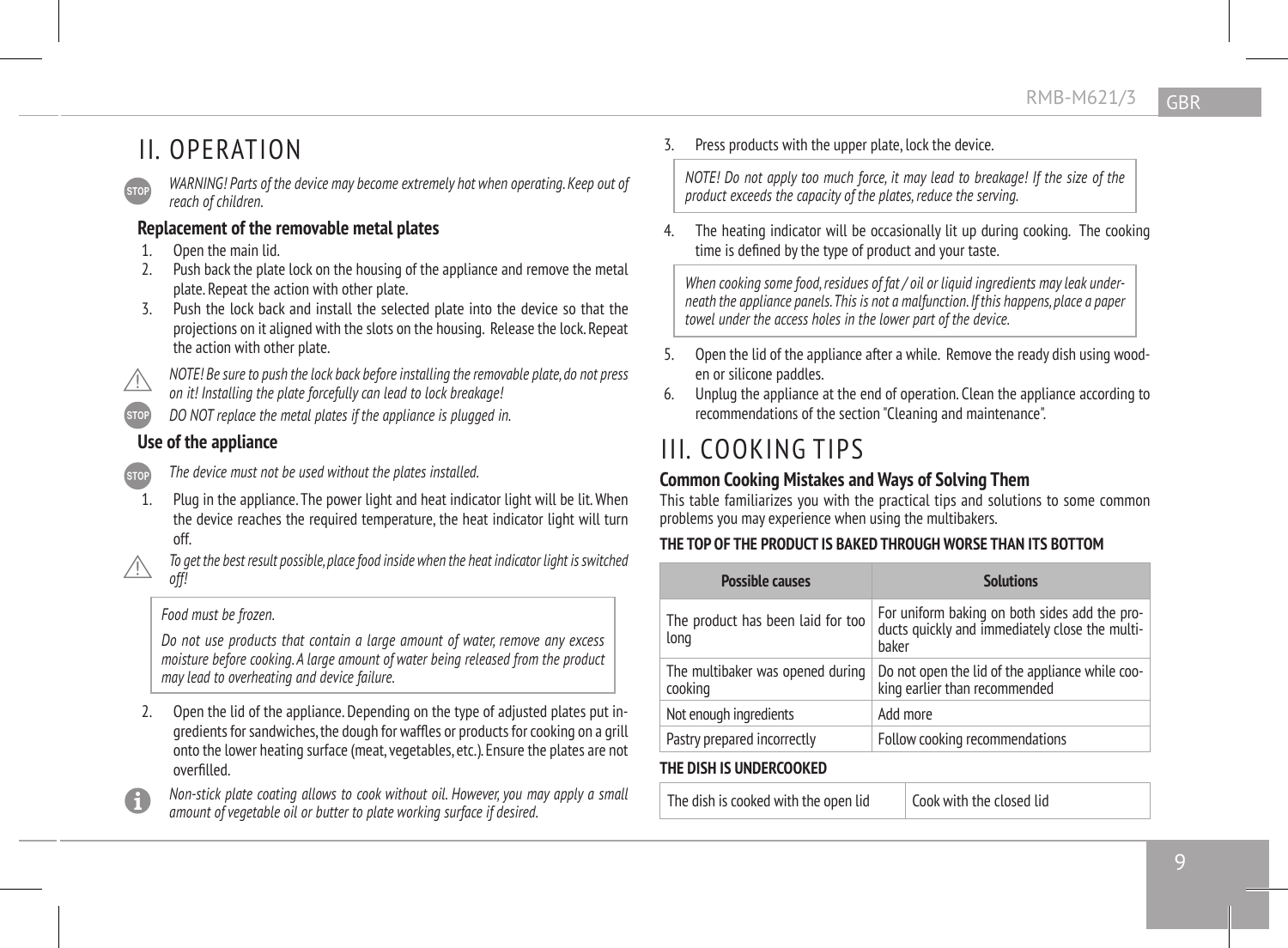# II. OPERATION

*WARNING! Parts of the device may become extremely hot when operating. Keep out of reach of children.*

### Replacement of the removable metal plates

1. Open the main lid.
2. Push back the plate lock on the housing of the appliance and remove the metal plate. Repeat the action with other plate.
3. Push the lock back and install the selected plate into the device so that the projections on it aligned with the slots on the housing. Release the lock. Repeat the action with other plate.

*NOTE! Be sure to push the lock back before installing the removable plate, do not press on it! Installing the plate forcefully can lead to lock breakage!*

*DO NOT replace the metal plates if the appliance is plugged in.*

### Use of the appliance

*The device must not be used without the plates installed.*

1. Plug in the appliance. The power light and heat indicator light will be lit. When the device reaches the required temperature, the heat indicator light will turn off.

*To get the best result possible, place food inside when the heat indicator light is switched off!*

> *Food must be frozen.*
>
> *Do not use products that contain a large amount of water, remove any excess moisture before cooking. A large amount of water being released from the product may lead to overheating and device failure.*

2. Open the lid of the appliance. Depending on the type of adjusted plates put ingredients for sandwiches, the dough for waffles or products for cooking on a grill onto the lower heating surface (meat, vegetables, etc.). Ensure the plates are not overfilled.

*Non-stick plate coating allows to cook without oil. However, you may apply a small amount of vegetable oil or butter to plate working surface if desired.*

3. Press products with the upper plate, lock the device.

> *NOTE! Do not apply too much force, it may lead to breakage! If the size of the product exceeds the capacity of the plates, reduce the serving.*

4. The heating indicator will be occasionally lit up during cooking. The cooking time is defined by the type of product and your taste.

> *When cooking some food, residues of fat / oil or liquid ingredients may leak underneath the appliance panels. This is not a malfunction. If this happens, place a paper towel under the access holes in the lower part of the device.*

5. Open the lid of the appliance after a while. Remove the ready dish using wooden or silicone paddles.
6. Unplug the appliance at the end of operation. Clean the appliance according to recommendations of the section "Cleaning and maintenance".

# III. COOKING TIPS

### Common Cooking Mistakes and Ways of Solving Them

This table familiarizes you with the practical tips and solutions to some common problems you may experience when using the multibakers.

**THE TOP OF THE PRODUCT IS BAKED THROUGH WORSE THAN ITS BOTTOM**

| Possible causes | Solutions |
|---|---|
| The product has been laid for too long | For uniform baking on both sides add the products quickly and immediately close the multibaker |
| The multibaker was opened during cooking | Do not open the lid of the appliance while cooking earlier than recommended |
| Not enough ingredients | Add more |
| Pastry prepared incorrectly | Follow cooking recommendations |

**THE DISH IS UNDERCOOKED**

| | |
|---|---|
| The dish is cooked with the open lid | Cook with the closed lid |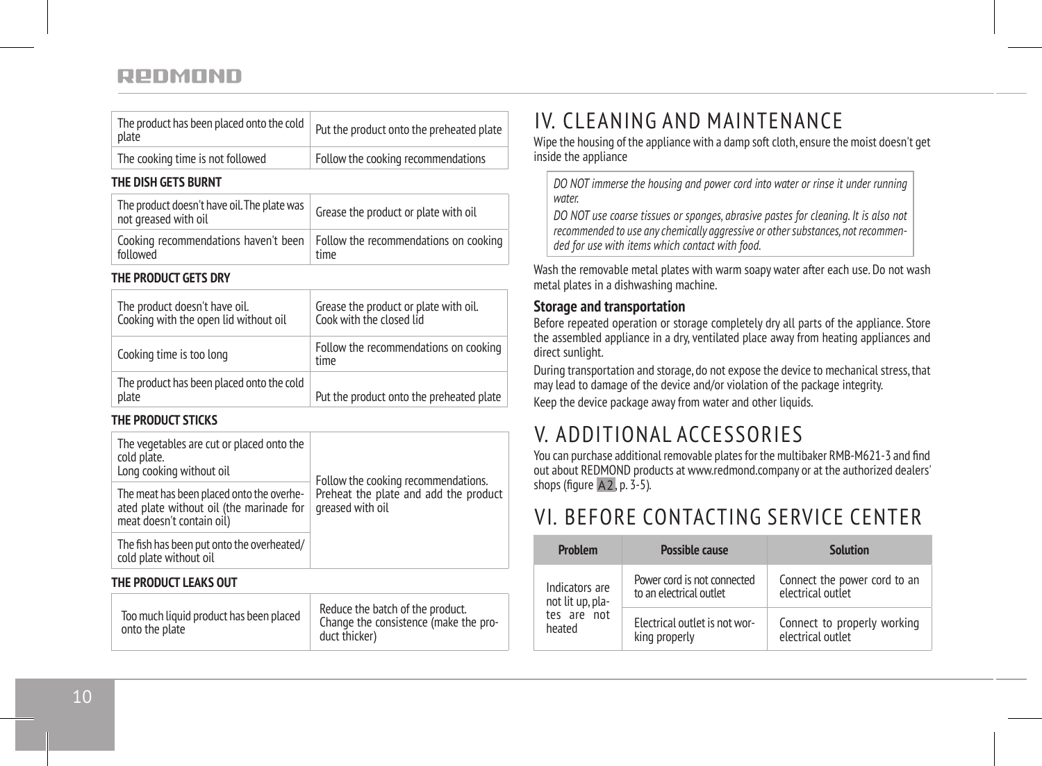| | |
|---|---|
| The product has been placed onto the cold plate | Put the product onto the preheated plate |
| The cooking time is not followed | Follow the cooking recommendations |

**THE DISH GETS BURNT**

| | |
|---|---|
| The product doesn't have oil. The plate was not greased with oil | Grease the product or plate with oil |
| Cooking recommendations haven't been followed | Follow the recommendations on cooking time |

**THE PRODUCT GETS DRY**

| | |
|---|---|
| The product doesn't have oil.<br>Cooking with the open lid without oil | Grease the product or plate with oil.<br>Cook with the closed lid |
| Cooking time is too long | Follow the recommendations on cooking time |
| The product has been placed onto the cold plate | Put the product onto the preheated plate |

**THE PRODUCT STICKS**

| | |
|---|---|
| The vegetables are cut or placed onto the cold plate.<br>Long cooking without oil | Follow the cooking recommendations. Preheat the plate and add the product greased with oil |
| The meat has been placed onto the overheated plate without oil (the marinade for meat doesn't contain oil) | |
| The fish has been put onto the overheated/cold plate without oil | |

**THE PRODUCT LEAKS OUT**

| | |
|---|---|
| Too much liquid product has been placed onto the plate | Reduce the batch of the product.<br>Change the consistence (make the product thicker) |

# IV. CLEANING AND MAINTENANCE

Wipe the housing of the appliance with a damp soft cloth, ensure the moist doesn't get inside the appliance

> *DO NOT immerse the housing and power cord into water or rinse it under running water.*
> *DO NOT use coarse tissues or sponges, abrasive pastes for cleaning. It is also not recommended to use any chemically aggressive or other substances, not recommended for use with items which contact with food.*

Wash the removable metal plates with warm soapy water after each use. Do not wash metal plates in a dishwashing machine.

**Storage and transportation**

Before repeated operation or storage completely dry all parts of the appliance. Store the assembled appliance in a dry, ventilated place away from heating appliances and direct sunlight.

During transportation and storage, do not expose the device to mechanical stress, that may lead to damage of the device and/or violation of the package integrity.

Keep the device package away from water and other liquids.

# V. ADDITIONAL ACCESSORIES

You can purchase additional removable plates for the multibaker RMB-M621-3 and find out about REDMOND products at www.redmond.company or at the authorized dealers' shops (figure A2, p. 3-5).

# VI. BEFORE CONTACTING SERVICE CENTER

| Problem | Possible cause | Solution |
|---|---|---|
| Indicators are not lit up, plates are not heated | Power cord is not connected to an electrical outlet | Connect the power cord to an electrical outlet |
| | Electrical outlet is not working properly | Connect to properly working electrical outlet |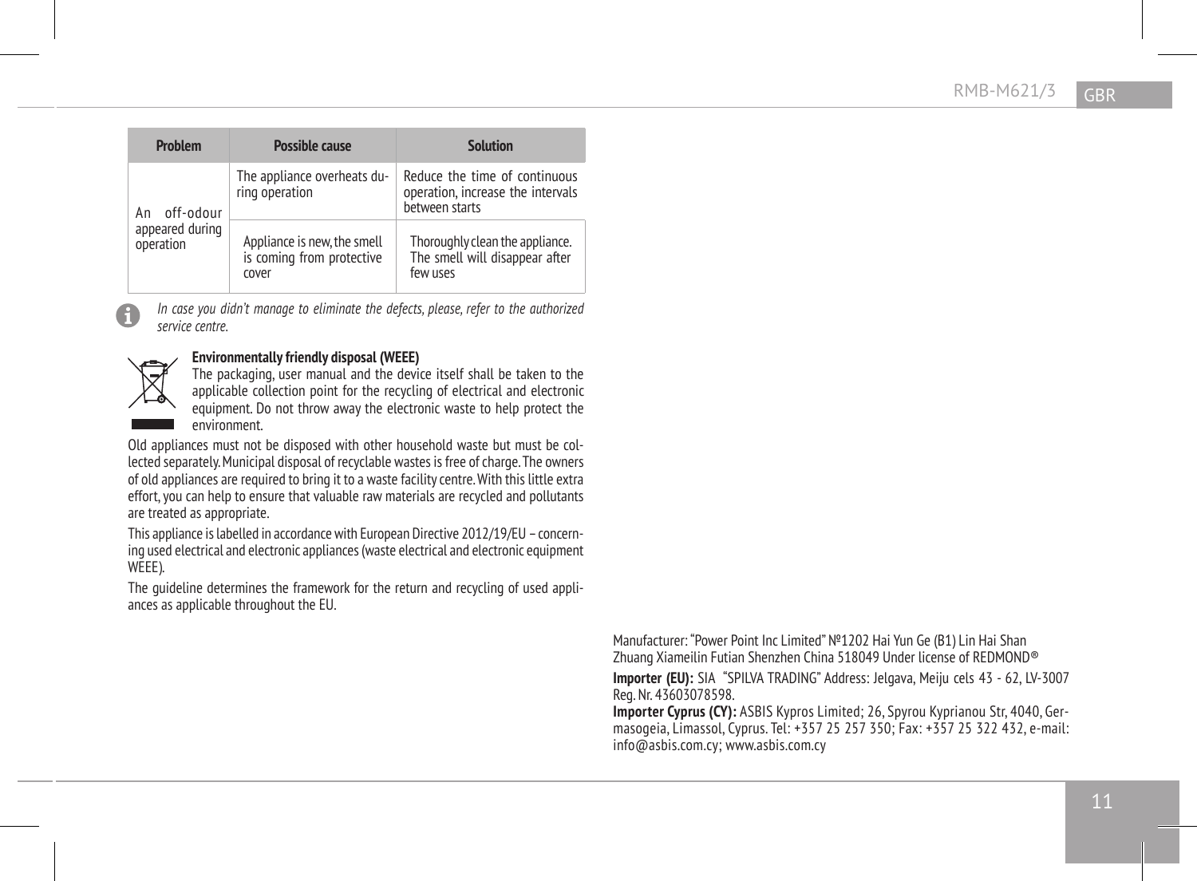| Problem | Possible cause | Solution |
|---|---|---|
| An off-odour appeared during operation | The appliance overheats during operation | Reduce the time of continuous operation, increase the intervals between starts |
| | Appliance is new, the smell is coming from protective cover | Thoroughly clean the appliance. The smell will disappear after few uses |

*In case you didn't manage to eliminate the defects, please, refer to the authorized service centre.*

**Environmentally friendly disposal (WEEE)**

The packaging, user manual and the device itself shall be taken to the applicable collection point for the recycling of electrical and electronic equipment. Do not throw away the electronic waste to help protect the environment.

Old appliances must not be disposed with other household waste but must be collected separately. Municipal disposal of recyclable wastes is free of charge. The owners of old appliances are required to bring it to a waste facility centre. With this little extra effort, you can help to ensure that valuable raw materials are recycled and pollutants are treated as appropriate.

This appliance is labelled in accordance with European Directive 2012/19/EU – concerning used electrical and electronic appliances (waste electrical and electronic equipment WEEE).

The guideline determines the framework for the return and recycling of used appliances as applicable throughout the EU.

Manufacturer: "Power Point Inc Limited" №1202 Hai Yun Ge (B1) Lin Hai Shan Zhuang Xiameilin Futian Shenzhen China 518049 Under license of REDMOND®

**Importer (EU):** SIA "SPILVA TRADING" Address: Jelgava, Meiju cels 43 - 62, LV-3007 Reg. Nr. 43603078598.

**Importer Cyprus (CY):** ASBIS Kypros Limited; 26, Spyrou Kyprianou Str, 4040, Germasogeia, Limassol, Cyprus. Tel: +357 25 257 350; Fax: +357 25 322 432, e-mail: info@asbis.com.cy; www.asbis.com.cy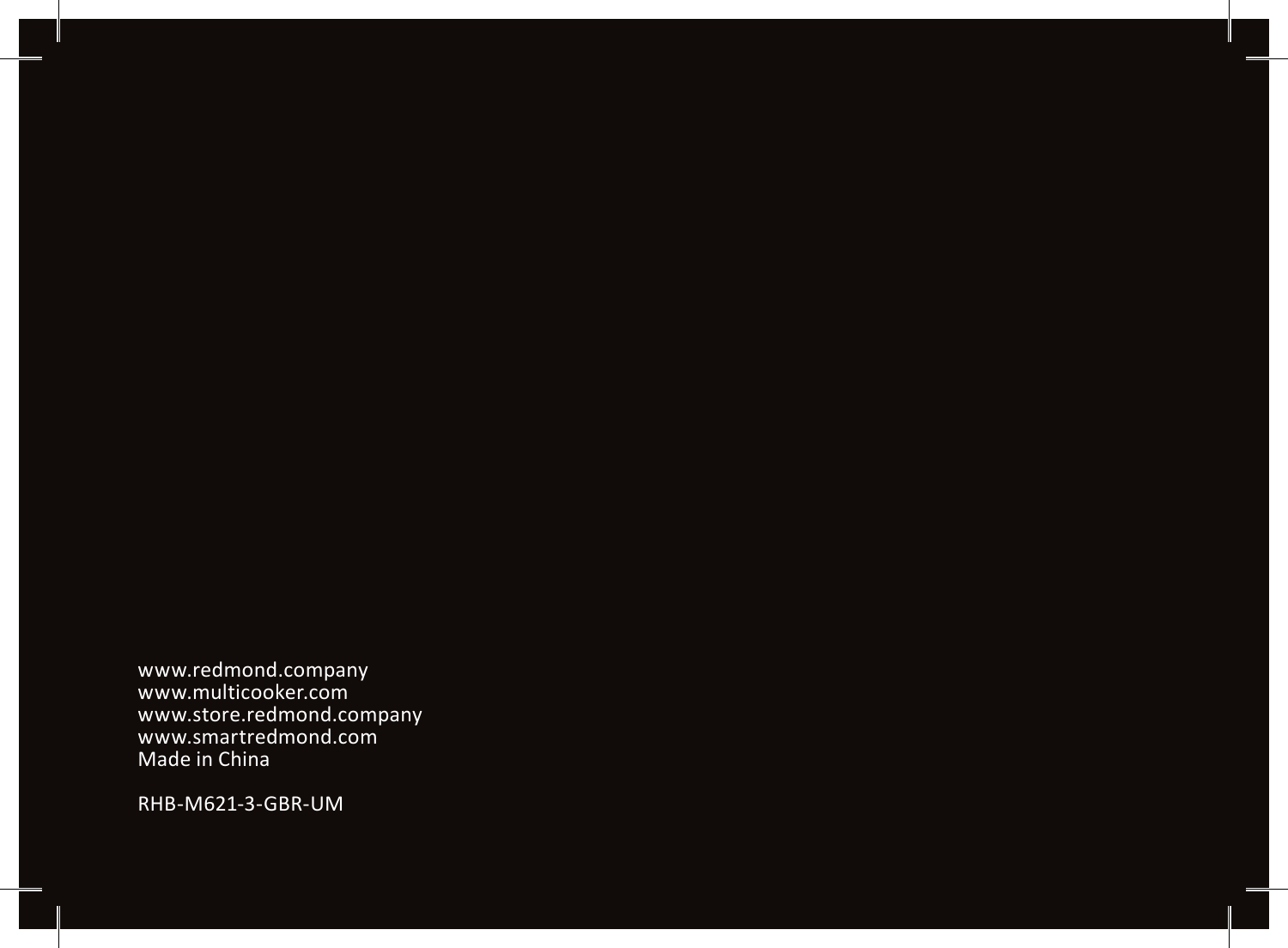www.redmond.company
www.multicooker.com
www.store.redmond.company
www.smartredmond.com
Made in China

RHB-M621-3-GBR-UM